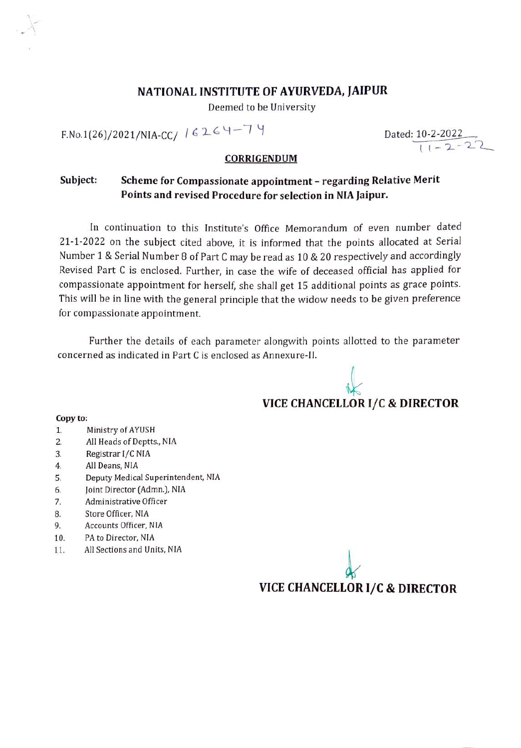# NATIONAL INSTITUTE OF AYURVEDA, JAIPUR

Deemed to be University

F.No.1(26)/2021/NIA-CC/ 16264-74

Dated: 10-2-2022
11-2-22

## CORRIGENDUM

**Subject: Scheme for Compassionate appointment – regarding Relative Merit Points and revised Procedure for selection in NIA Jaipur.**

In continuation to this Institute's Office Memorandum of even number dated 21-1-2022 on the subject cited above, it is informed that the points allocated at Serial Number 1 & Serial Number 8 of Part C may be read as 10 & 20 respectively and accordingly Revised Part C is enclosed. Further, in case the wife of deceased official has applied for compassionate appointment for herself, she shall get 15 additional points as grace points. This will be in line with the general principle that the widow needs to be given preference for compassionate appointment.

Further the details of each parameter alongwith points allotted to the parameter concerned as indicated in Part C is enclosed as Annexure-II.

**VICE CHANCELLOR I/C & DIRECTOR**

**Copy to:**

1. Ministry of AYUSH
2. All Heads of Deptts., NIA
3. Registrar I/C NIA
4. All Deans, NIA
5. Deputy Medical Superintendent, NIA
6. Joint Director (Admn.), NIA
7. Administrative Officer
8. Store Officer, NIA
9. Accounts Officer, NIA
10. PA to Director, NIA
11. All Sections and Units, NIA

**VICE CHANCELLOR I/C & DIRECTOR**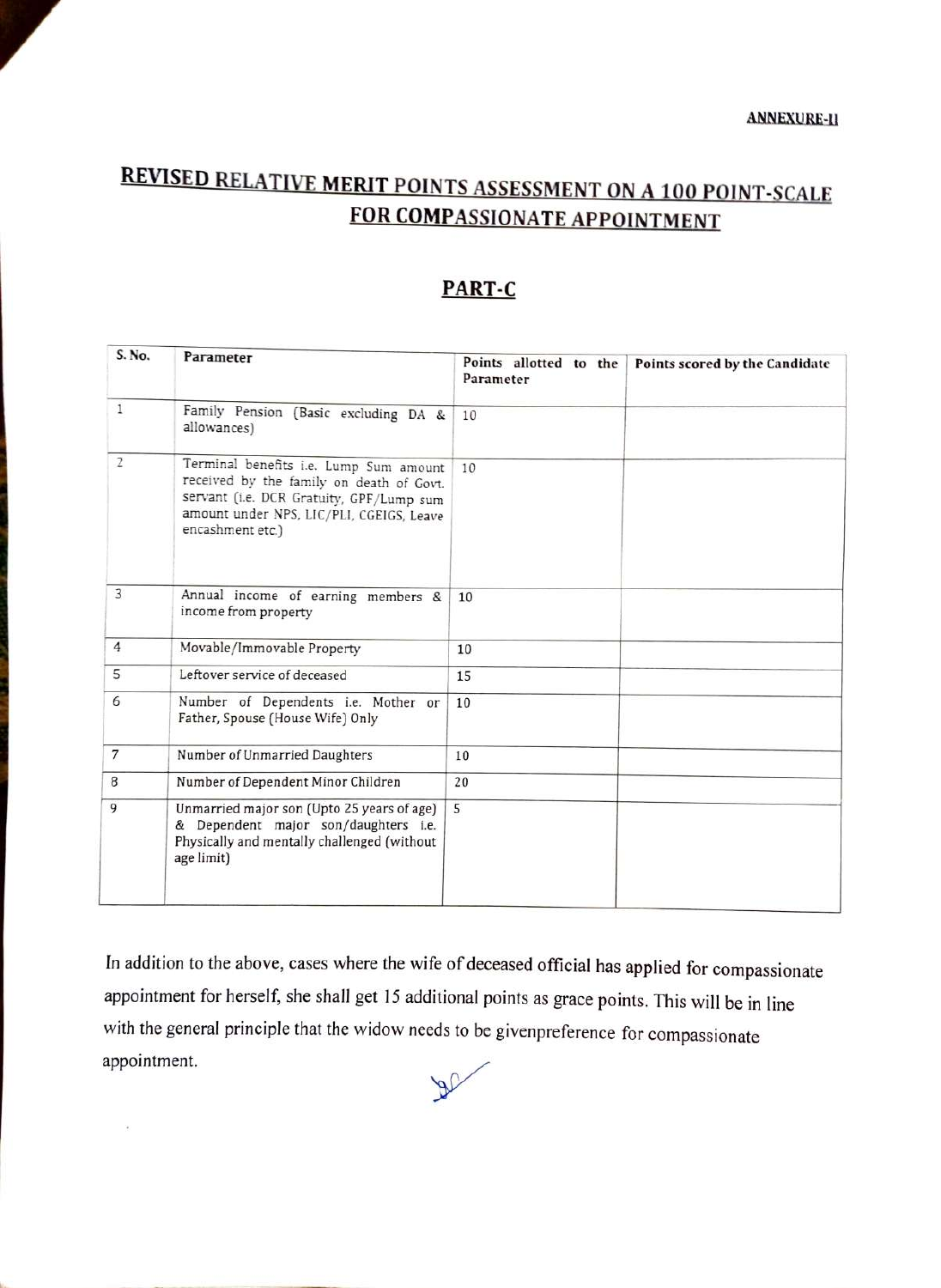**ANNEXURE-II**

# REVISED RELATIVE MERIT POINTS ASSESSMENT ON A 100 POINT-SCALE FOR COMPASSIONATE APPOINTMENT

## PART-C

| S. No. | Parameter | Points allotted to the Parameter | Points scored by the Candidate |
|---|---|---|---|
| 1 | Family Pension (Basic excluding DA & allowances) | 10 | |
| 2 | Terminal benefits i.e. Lump Sum amount received by the family on death of Govt. servant (i.e. DCR Gratuity, GPF/Lump sum amount under NPS, LIC/PLI, CGEIGS, Leave encashment etc.) | 10 | |
| 3 | Annual income of earning members & income from property | 10 | |
| 4 | Movable/Immovable Property | 10 | |
| 5 | Leftover service of deceased | 15 | |
| 6 | Number of Dependents i.e. Mother or Father, Spouse (House Wife) Only | 10 | |
| 7 | Number of Unmarried Daughters | 10 | |
| 8 | Number of Dependent Minor Children | 20 | |
| 9 | Unmarried major son (Upto 25 years of age) & Dependent major son/daughters i.e. Physically and mentally challenged (without age limit) | 5 | |

In addition to the above, cases where the wife of deceased official has applied for compassionate appointment for herself, she shall get 15 additional points as grace points. This will be in line with the general principle that the widow needs to be givenpreference for compassionate appointment.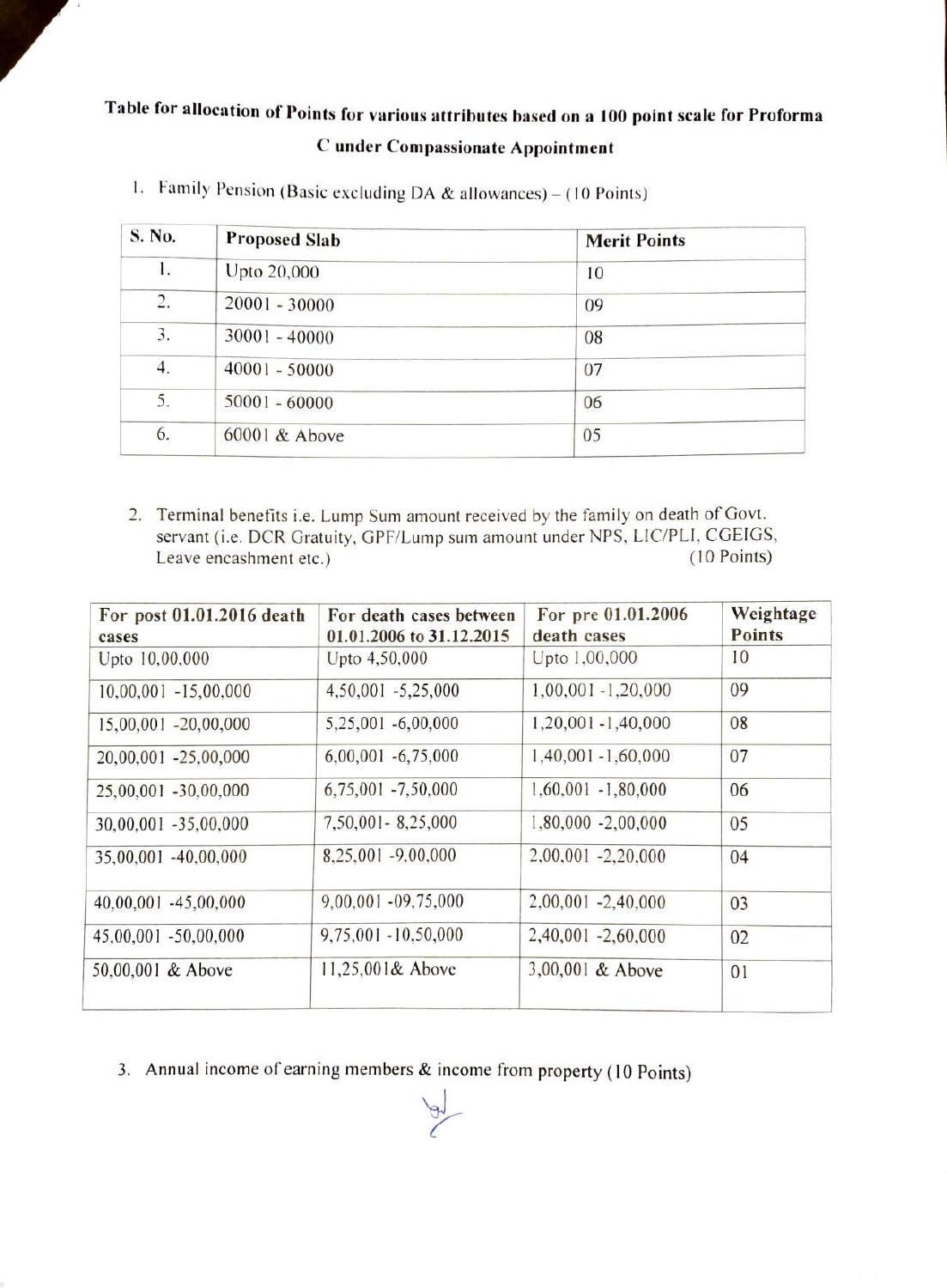# Table for allocation of Points for various attributes based on a 100 point scale for Proforma C under Compassionate Appointment

1. Family Pension (Basic excluding DA & allowances) – (10 Points)

| S. No. | Proposed Slab | Merit Points |
|---|---|---|
| 1. | Upto 20,000 | 10 |
| 2. | 20001 - 30000 | 09 |
| 3. | 30001 - 40000 | 08 |
| 4. | 40001 - 50000 | 07 |
| 5. | 50001 - 60000 | 06 |
| 6. | 60001 & Above | 05 |

2. Terminal benefits i.e. Lump Sum amount received by the family on death of Govt. servant (i.e. DCR Gratuity, GPF/Lump sum amount under NPS, LIC/PLI, CGEIGS, Leave encashment etc.) (10 Points)

| For post 01.01.2016 death cases | For death cases between 01.01.2006 to 31.12.2015 | For pre 01.01.2006 death cases | Weightage Points |
|---|---|---|---|
| Upto 10,00,000 | Upto 4,50,000 | Upto 1,00,000 | 10 |
| 10,00,001 -15,00,000 | 4,50,001 -5,25,000 | 1,00,001 -1,20,000 | 09 |
| 15,00,001 -20,00,000 | 5,25,001 -6,00,000 | 1,20,001 -1,40,000 | 08 |
| 20,00,001 -25,00,000 | 6,00,001 -6,75,000 | 1,40,001 -1,60,000 | 07 |
| 25,00,001 -30,00,000 | 6,75,001 -7,50,000 | 1,60,001 -1,80,000 | 06 |
| 30,00,001 -35,00,000 | 7,50,001- 8,25,000 | 1,80,000 -2,00,000 | 05 |
| 35,00,001 -40,00,000 | 8,25,001 -9,00,000 | 2,00,001 -2,20,000 | 04 |
| 40,00,001 -45,00,000 | 9,00,001 -09,75,000 | 2,00,001 -2,40,000 | 03 |
| 45,00,001 -50,00,000 | 9,75,001 -10,50,000 | 2,40,001 -2,60,000 | 02 |
| 50,00,001 & Above | 11,25,001& Above | 3,00,001 & Above | 01 |

3. Annual income of earning members & income from property (10 Points)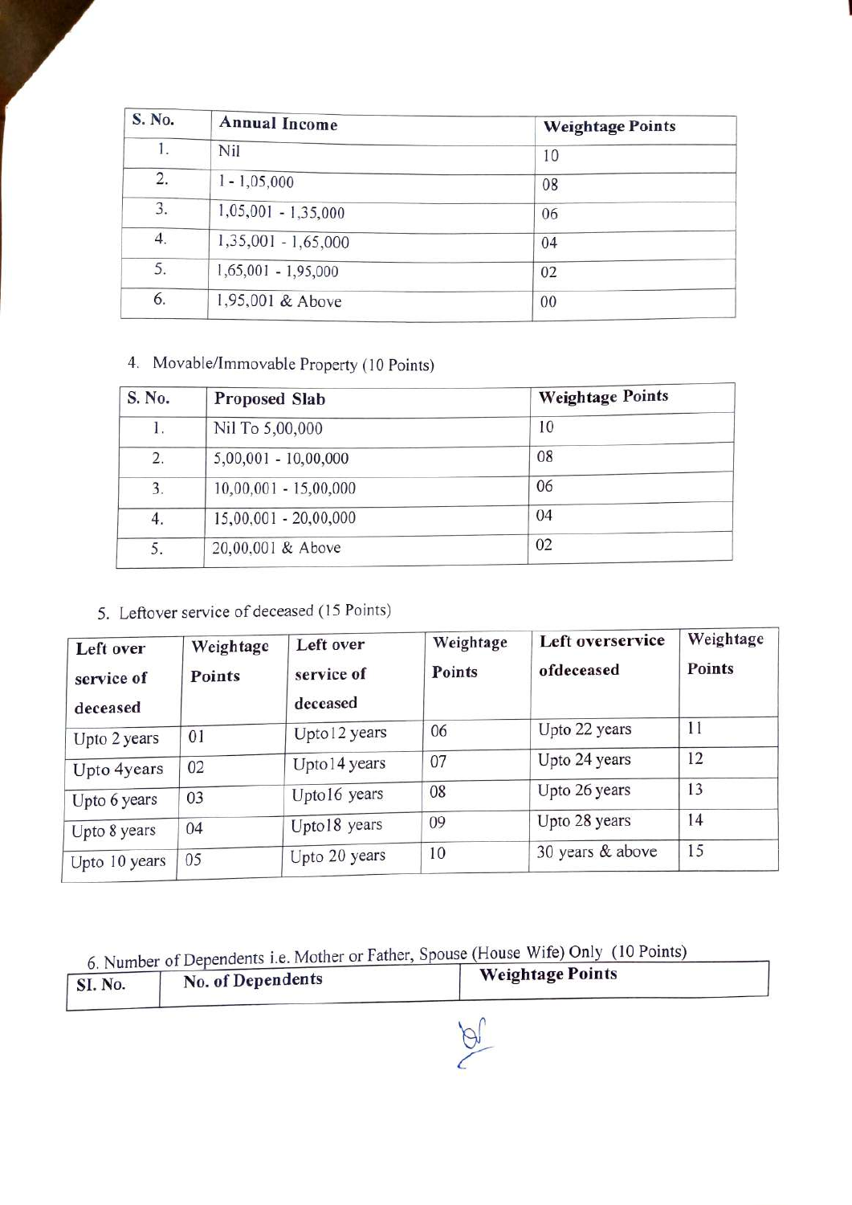| S. No. | Annual Income | Weightage Points |
|---|---|---|
| 1. | Nil | 10 |
| 2. | 1 - 1,05,000 | 08 |
| 3. | 1,05,001 - 1,35,000 | 06 |
| 4. | 1,35,001 - 1,65,000 | 04 |
| 5. | 1,65,001 - 1,95,000 | 02 |
| 6. | 1,95,001 & Above | 00 |

4. Movable/Immovable Property (10 Points)

| S. No. | Proposed Slab | Weightage Points |
|---|---|---|
| 1. | Nil To 5,00,000 | 10 |
| 2. | 5,00,001 - 10,00,000 | 08 |
| 3. | 10,00,001 - 15,00,000 | 06 |
| 4. | 15,00,001 - 20,00,000 | 04 |
| 5. | 20,00,001 & Above | 02 |

5. Leftover service of deceased (15 Points)

| Left over service of deceased | Weightage Points | Left over service of deceased | Weightage Points | Left overservice ofdeceased | Weightage Points |
|---|---|---|---|---|---|
| Upto 2 years | 01 | Upto12 years | 06 | Upto 22 years | 11 |
| Upto 4years | 02 | Upto14 years | 07 | Upto 24 years | 12 |
| Upto 6 years | 03 | Upto16 years | 08 | Upto 26 years | 13 |
| Upto 8 years | 04 | Upto18 years | 09 | Upto 28 years | 14 |
| Upto 10 years | 05 | Upto 20 years | 10 | 30 years & above | 15 |

6. Number of Dependents i.e. Mother or Father, Spouse (House Wife) Only (10 Points)

| Sl. No. | No. of Dependents | Weightage Points |
|---|---|---|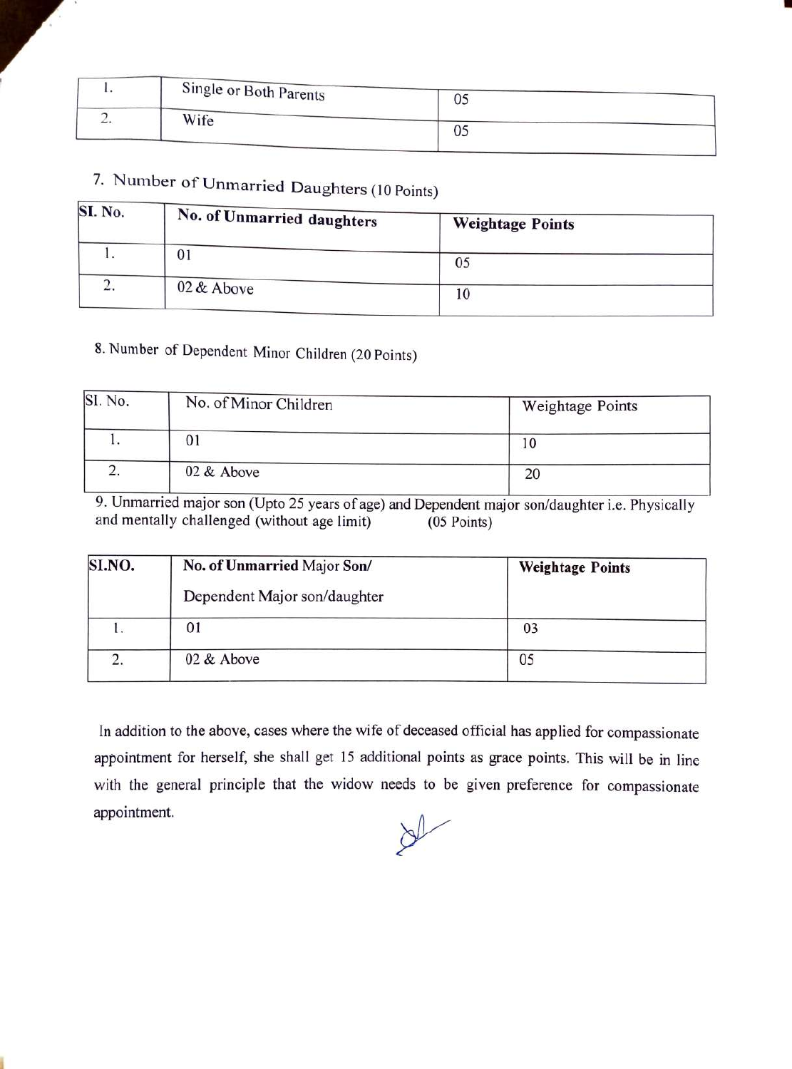| | | |
|---|---|---|
| 1. | Single or Both Parents | 05 |
| 2. | Wife | 05 |

7. Number of Unmarried Daughters (10 Points)

| SI. No. | No. of Unmarried daughters | Weightage Points |
|---|---|---|
| 1. | 01 | 05 |
| 2. | 02 & Above | 10 |

8. Number of Dependent Minor Children (20 Points)

| SI. No. | No. of Minor Children | Weightage Points |
|---|---|---|
| 1. | 01 | 10 |
| 2. | 02 & Above | 20 |

9. Unmarried major son (Upto 25 years of age) and Dependent major son/daughter i.e. Physically and mentally challenged (without age limit) (05 Points)

| SI.NO. | No. of Unmarried Major Son/ Dependent Major son/daughter | Weightage Points |
|---|---|---|
| 1. | 01 | 03 |
| 2. | 02 & Above | 05 |

In addition to the above, cases where the wife of deceased official has applied for compassionate appointment for herself, she shall get 15 additional points as grace points. This will be in line with the general principle that the widow needs to be given preference for compassionate appointment.